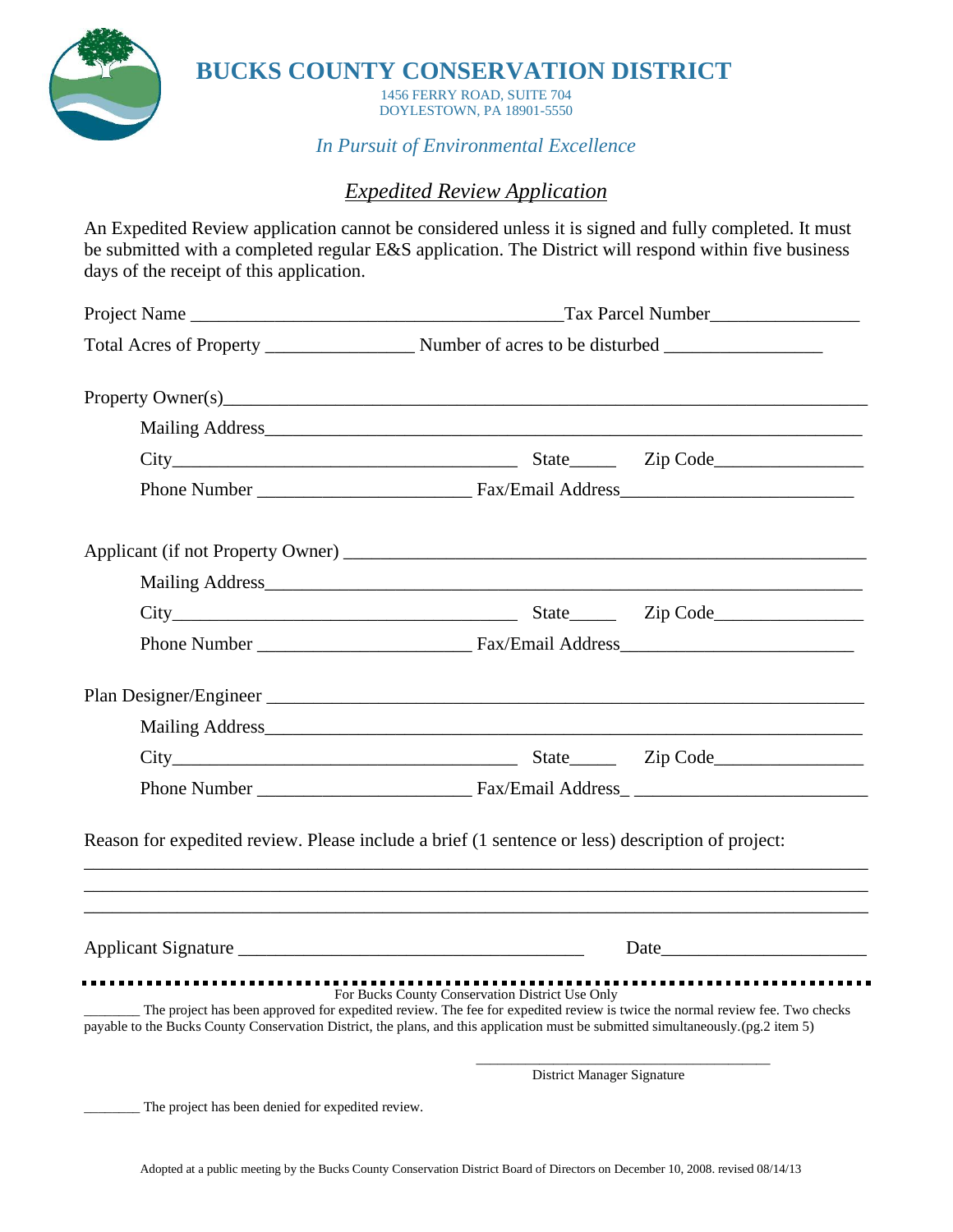# BUCKS COUNTY CONSERVATION DISTRICT

1456 FERRY ROAD, SUITE 704
DOYLESTOWN, PA 18901-5550

*In Pursuit of Environmental Excellence*

## *Expedited Review Application*

An Expedited Review application cannot be considered unless it is signed and fully completed. It must be submitted with a completed regular E&S application. The District will respond within five business days of the receipt of this application.

Project Name ________________________________________Tax Parcel Number________________

Total Acres of Property ________________ Number of acres to be disturbed _________________

Property Owner(s)________________________________________________________________________

Mailing Address_________________________________________________________________

City______________________________________ State_____ Zip Code________________

Phone Number _______________________ Fax/Email Address_________________________

Applicant (if not Property Owner) _________________________________________________________

Mailing Address_________________________________________________________________

City______________________________________ State_____ Zip Code________________

Phone Number _______________________ Fax/Email Address_________________________

Plan Designer/Engineer ___________________________________________________________________

Mailing Address_________________________________________________________________

City______________________________________ State_____ Zip Code________________

Phone Number _______________________ Fax/Email Address_ _________________________

Reason for expedited review. Please include a brief (1 sentence or less) description of project:

_____________________________________________________________________________________

_____________________________________________________________________________________

_____________________________________________________________________________________

Applicant Signature _____________________________________ Date______________________

---

For Bucks County Conservation District Use Only

________ The project has been approved for expedited review. The fee for expedited review is twice the normal review fee. Two checks payable to the Bucks County Conservation District, the plans, and this application must be submitted simultaneously.(pg.2 item 5)

_______________________________________
District Manager Signature

________ The project has been denied for expedited review.

Adopted at a public meeting by the Bucks County Conservation District Board of Directors on December 10, 2008. revised 08/14/13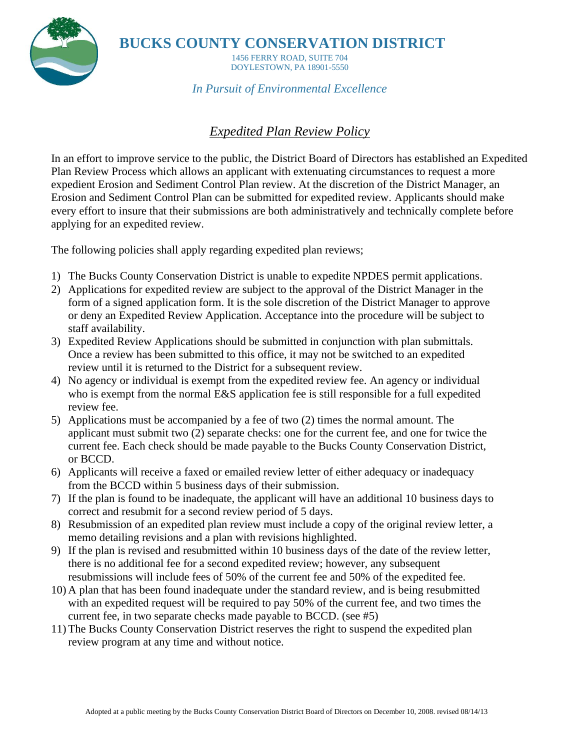# BUCKS COUNTY CONSERVATION DISTRICT

1456 FERRY ROAD, SUITE 704
DOYLESTOWN, PA 18901-5550

*In Pursuit of Environmental Excellence*

## *Expedited Plan Review Policy*

In an effort to improve service to the public, the District Board of Directors has established an Expedited Plan Review Process which allows an applicant with extenuating circumstances to request a more expedient Erosion and Sediment Control Plan review. At the discretion of the District Manager, an Erosion and Sediment Control Plan can be submitted for expedited review. Applicants should make every effort to insure that their submissions are both administratively and technically complete before applying for an expedited review.

The following policies shall apply regarding expedited plan reviews;

1) The Bucks County Conservation District is unable to expedite NPDES permit applications.
2) Applications for expedited review are subject to the approval of the District Manager in the form of a signed application form. It is the sole discretion of the District Manager to approve or deny an Expedited Review Application. Acceptance into the procedure will be subject to staff availability.
3) Expedited Review Applications should be submitted in conjunction with plan submittals. Once a review has been submitted to this office, it may not be switched to an expedited review until it is returned to the District for a subsequent review.
4) No agency or individual is exempt from the expedited review fee. An agency or individual who is exempt from the normal E&S application fee is still responsible for a full expedited review fee.
5) Applications must be accompanied by a fee of two (2) times the normal amount. The applicant must submit two (2) separate checks: one for the current fee, and one for twice the current fee. Each check should be made payable to the Bucks County Conservation District, or BCCD.
6) Applicants will receive a faxed or emailed review letter of either adequacy or inadequacy from the BCCD within 5 business days of their submission.
7) If the plan is found to be inadequate, the applicant will have an additional 10 business days to correct and resubmit for a second review period of 5 days.
8) Resubmission of an expedited plan review must include a copy of the original review letter, a memo detailing revisions and a plan with revisions highlighted.
9) If the plan is revised and resubmitted within 10 business days of the date of the review letter, there is no additional fee for a second expedited review; however, any subsequent resubmissions will include fees of 50% of the current fee and 50% of the expedited fee.
10) A plan that has been found inadequate under the standard review, and is being resubmitted with an expedited request will be required to pay 50% of the current fee, and two times the current fee, in two separate checks made payable to BCCD. (see #5)
11) The Bucks County Conservation District reserves the right to suspend the expedited plan review program at any time and without notice.

Adopted at a public meeting by the Bucks County Conservation District Board of Directors on December 10, 2008. revised 08/14/13